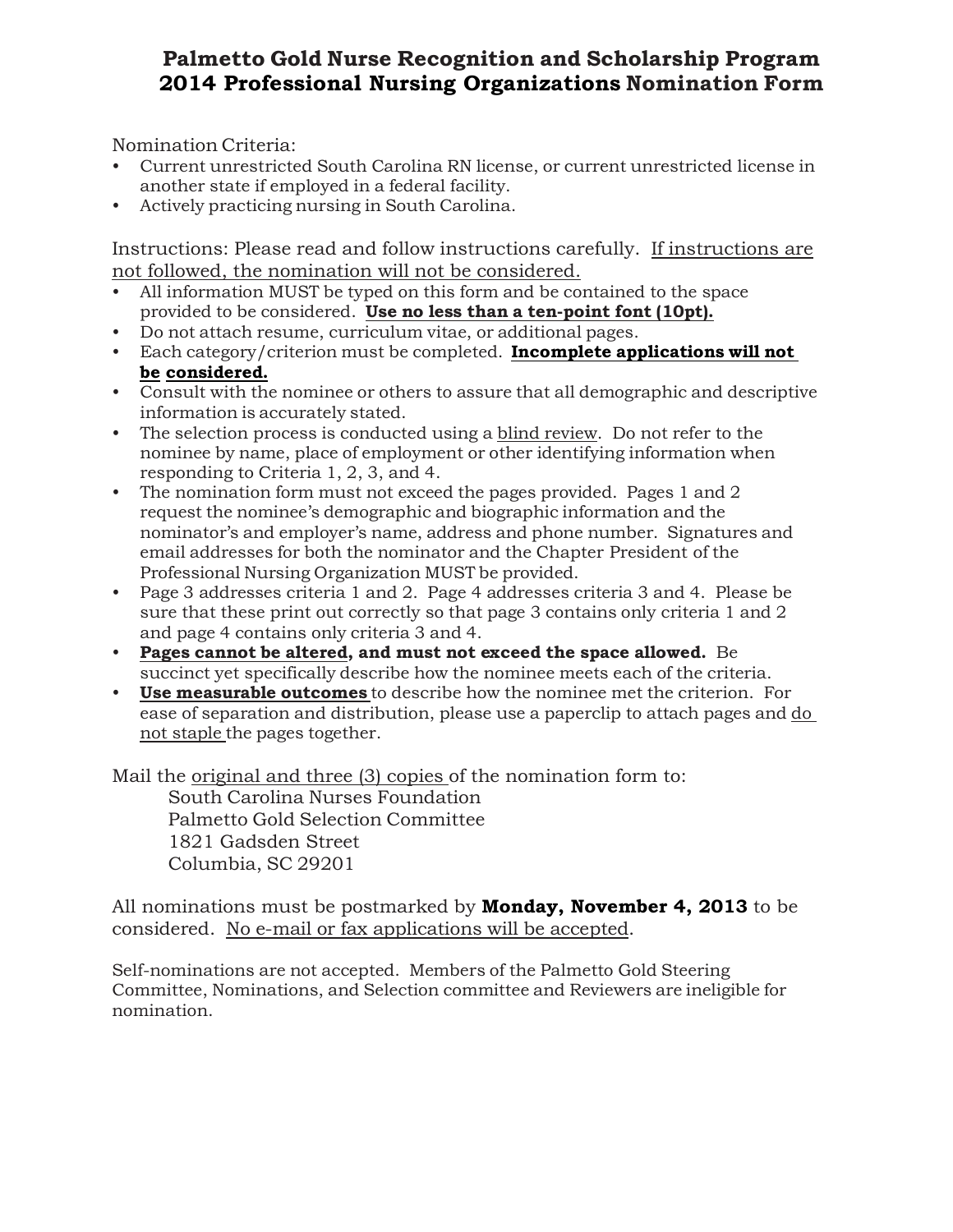# Palmetto Gold Nurse Recognition and Scholarship Program
# 2014 Professional Nursing Organizations Nomination Form

Nomination Criteria:

- Current unrestricted South Carolina RN license, or current unrestricted license in another state if employed in a federal facility.
- Actively practicing nursing in South Carolina.

Instructions: Please read and follow instructions carefully. If instructions are not followed, the nomination will not be considered.

- All information MUST be typed on this form and be contained to the space provided to be considered. **Use no less than a ten-point font (10pt).**
- Do not attach resume, curriculum vitae, or additional pages.
- Each category/criterion must be completed. **Incomplete applications will not be considered.**
- Consult with the nominee or others to assure that all demographic and descriptive information is accurately stated.
- The selection process is conducted using a blind review. Do not refer to the nominee by name, place of employment or other identifying information when responding to Criteria 1, 2, 3, and 4.
- The nomination form must not exceed the pages provided. Pages 1 and 2 request the nominee's demographic and biographic information and the nominator's and employer's name, address and phone number. Signatures and email addresses for both the nominator and the Chapter President of the Professional Nursing Organization MUST be provided.
- Page 3 addresses criteria 1 and 2. Page 4 addresses criteria 3 and 4. Please be sure that these print out correctly so that page 3 contains only criteria 1 and 2 and page 4 contains only criteria 3 and 4.
- **Pages cannot be altered, and must not exceed the space allowed.** Be succinct yet specifically describe how the nominee meets each of the criteria.
- **Use measurable outcomes** to describe how the nominee met the criterion. For ease of separation and distribution, please use a paperclip to attach pages and do not staple the pages together.

Mail the original and three (3) copies of the nomination form to:

South Carolina Nurses Foundation
Palmetto Gold Selection Committee
1821 Gadsden Street
Columbia, SC 29201

All nominations must be postmarked by **Monday, November 4, 2013** to be considered. No e-mail or fax applications will be accepted.

Self-nominations are not accepted. Members of the Palmetto Gold Steering Committee, Nominations, and Selection committee and Reviewers are ineligible for nomination.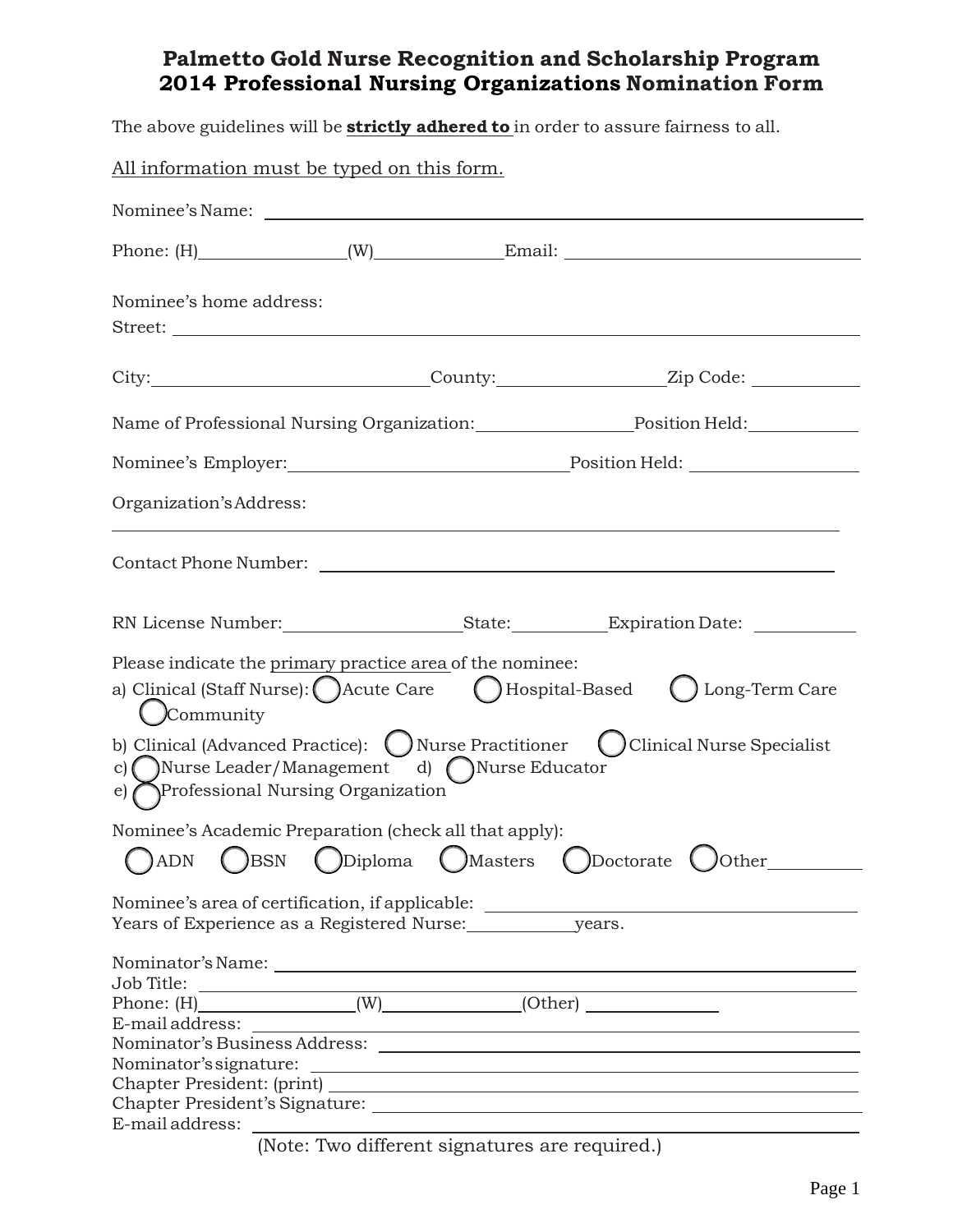# Palmetto Gold Nurse Recognition and Scholarship Program
# 2014 Professional Nursing Organizations Nomination Form

The above guidelines will be **strictly adhered to** in order to assure fairness to all.

All information must be typed on this form.

Nominee's Name: ______________________________

Phone: (H)______________ (W)______________ Email: ______________________

Nominee's home address:
Street: ______________________________

City: ______________________ County: ______________ Zip Code: __________

Name of Professional Nursing Organization: ______________ Position Held: __________

Nominee's Employer: ______________________ Position Held: ______________

Organization's Address:
______________________________

Contact Phone Number: ______________________________

RN License Number: ______________ State: __________ Expiration Date: __________

Please indicate the primary practice area of the nominee:

a) Clinical (Staff Nurse): ◯ Acute Care ◯ Hospital-Based ◯ Long-Term Care ◯ Community

b) Clinical (Advanced Practice): ◯ Nurse Practitioner ◯ Clinical Nurse Specialist

c) ◯ Nurse Leader/Management d) ◯ Nurse Educator

e) ◯ Professional Nursing Organization

Nominee's Academic Preparation (check all that apply):

◯ ADN ◯ BSN ◯ Diploma ◯ Masters ◯ Doctorate ◯ Other__________

Nominee's area of certification, if applicable: ______________________
Years of Experience as a Registered Nurse: __________ years.

Nominator's Name: ______________________________
Job Title: ______________________________
Phone: (H)______________ (W)______________ (Other) ______________
E-mail address: ______________________________
Nominator's Business Address: ______________________________
Nominator's signature: ______________________________
Chapter President: (print) ______________________________
Chapter President's Signature: ______________________________
E-mail address: ______________________________

(Note: Two different signatures are required.)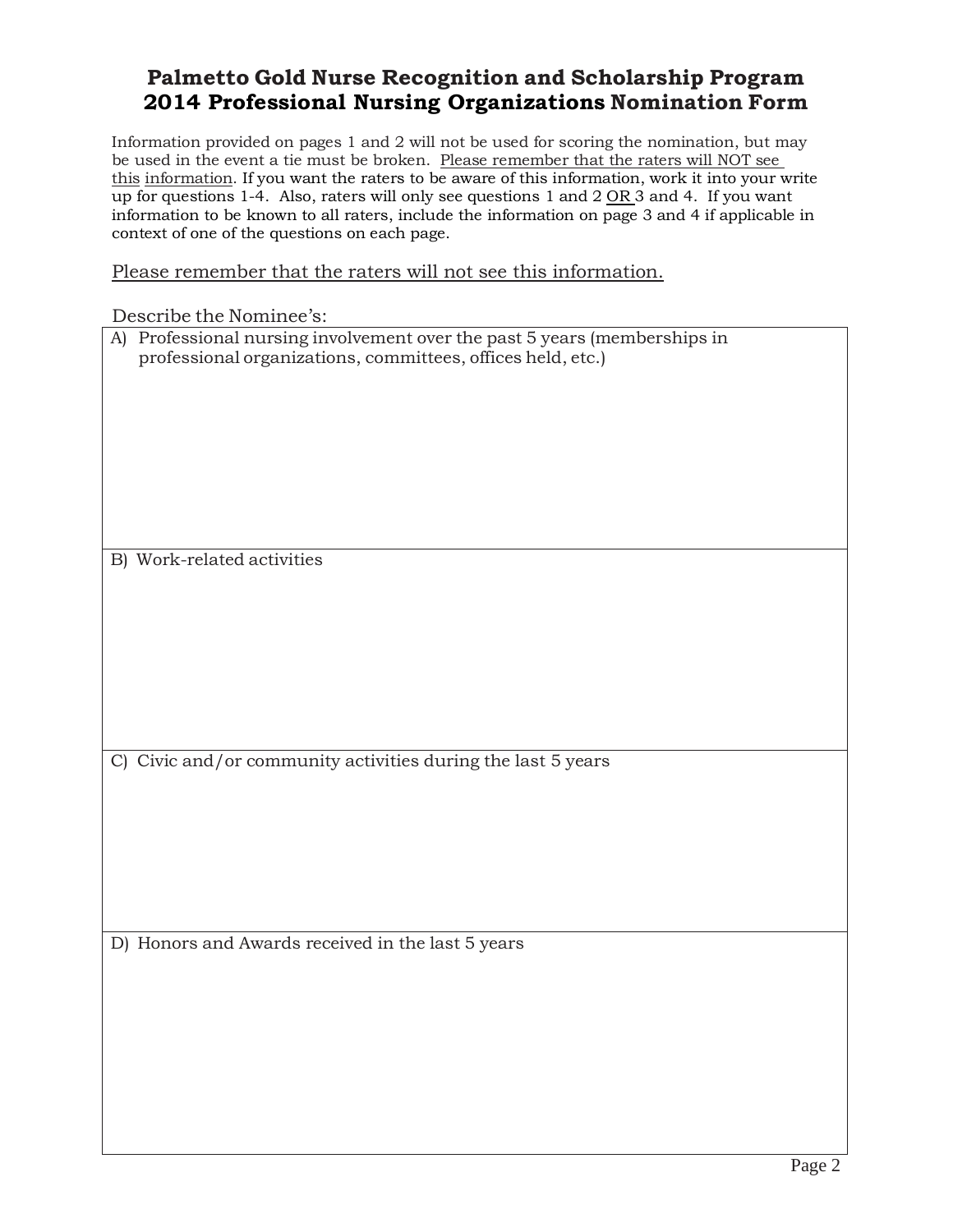# Palmetto Gold Nurse Recognition and Scholarship Program
# 2014 Professional Nursing Organizations Nomination Form

Information provided on pages 1 and 2 will not be used for scoring the nomination, but may be used in the event a tie must be broken. Please remember that the raters will NOT see this information. If you want the raters to be aware of this information, work it into your write up for questions 1-4. Also, raters will only see questions 1 and 2 OR 3 and 4. If you want information to be known to all raters, include the information on page 3 and 4 if applicable in context of one of the questions on each page.

Please remember that the raters will not see this information.

Describe the Nominee's:

| A) Professional nursing involvement over the past 5 years (memberships in professional organizations, committees, offices held, etc.) |
|---|
| B) Work-related activities |
| C) Civic and/or community activities during the last 5 years |
| D) Honors and Awards received in the last 5 years |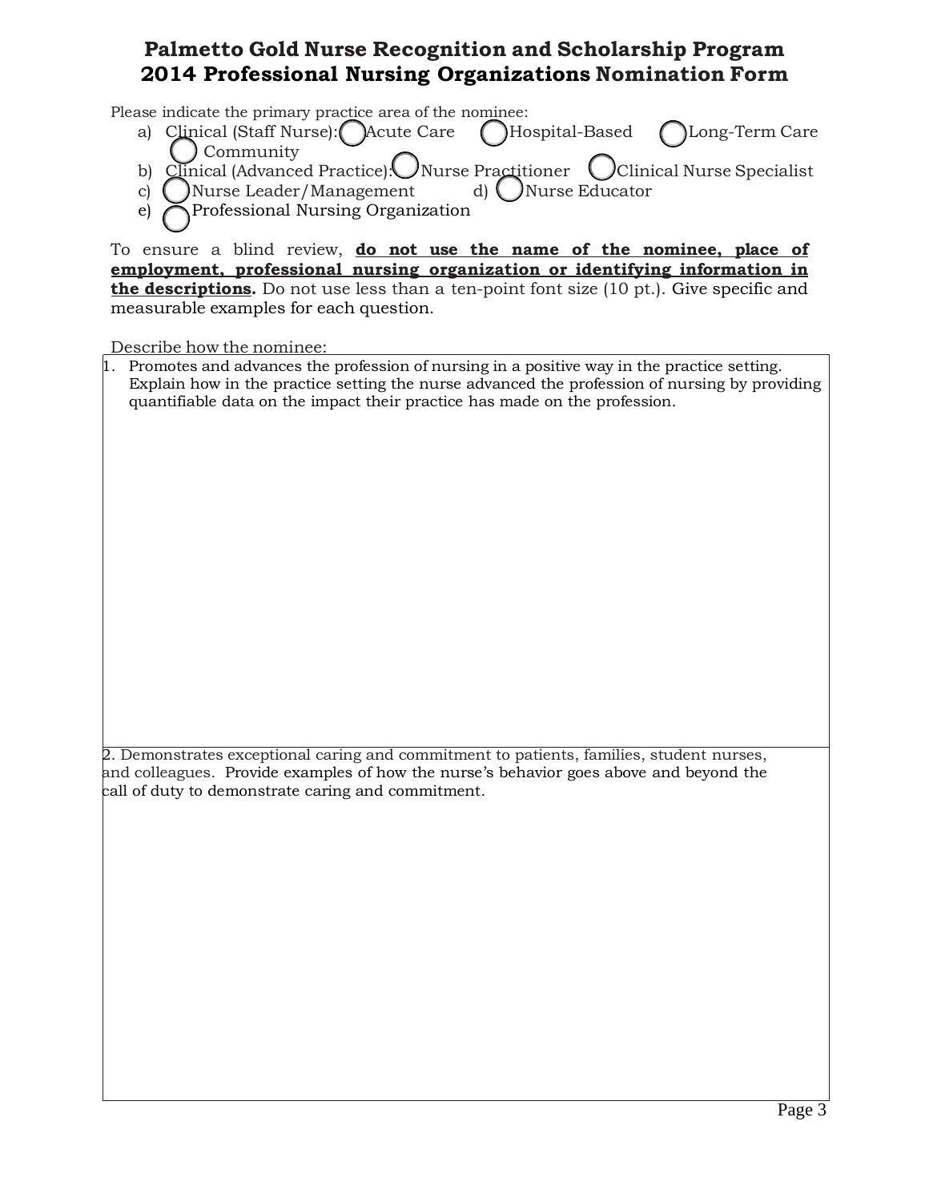# Palmetto Gold Nurse Recognition and Scholarship Program
## 2014 Professional Nursing Organizations Nomination Form

Please indicate the primary practice area of the nominee:

a) Clinical (Staff Nurse): ◯ Acute Care ◯ Hospital-Based ◯ Long-Term Care ◯ Community

b) Clinical (Advanced Practice): ◯ Nurse Practitioner ◯ Clinical Nurse Specialist

c) ◯ Nurse Leader/Management d) ◯ Nurse Educator

e) ◯ Professional Nursing Organization

To ensure a blind review, **do not use the name of the nominee, place of employment, professional nursing organization or identifying information in the descriptions.** Do not use less than a ten-point font size (10 pt.). Give specific and measurable examples for each question.

Describe how the nominee:

1. Promotes and advances the profession of nursing in a positive way in the practice setting. Explain how in the practice setting the nurse advanced the profession of nursing by providing quantifiable data on the impact their practice has made on the profession.

2. Demonstrates exceptional caring and commitment to patients, families, student nurses, and colleagues. Provide examples of how the nurse's behavior goes above and beyond the call of duty to demonstrate caring and commitment.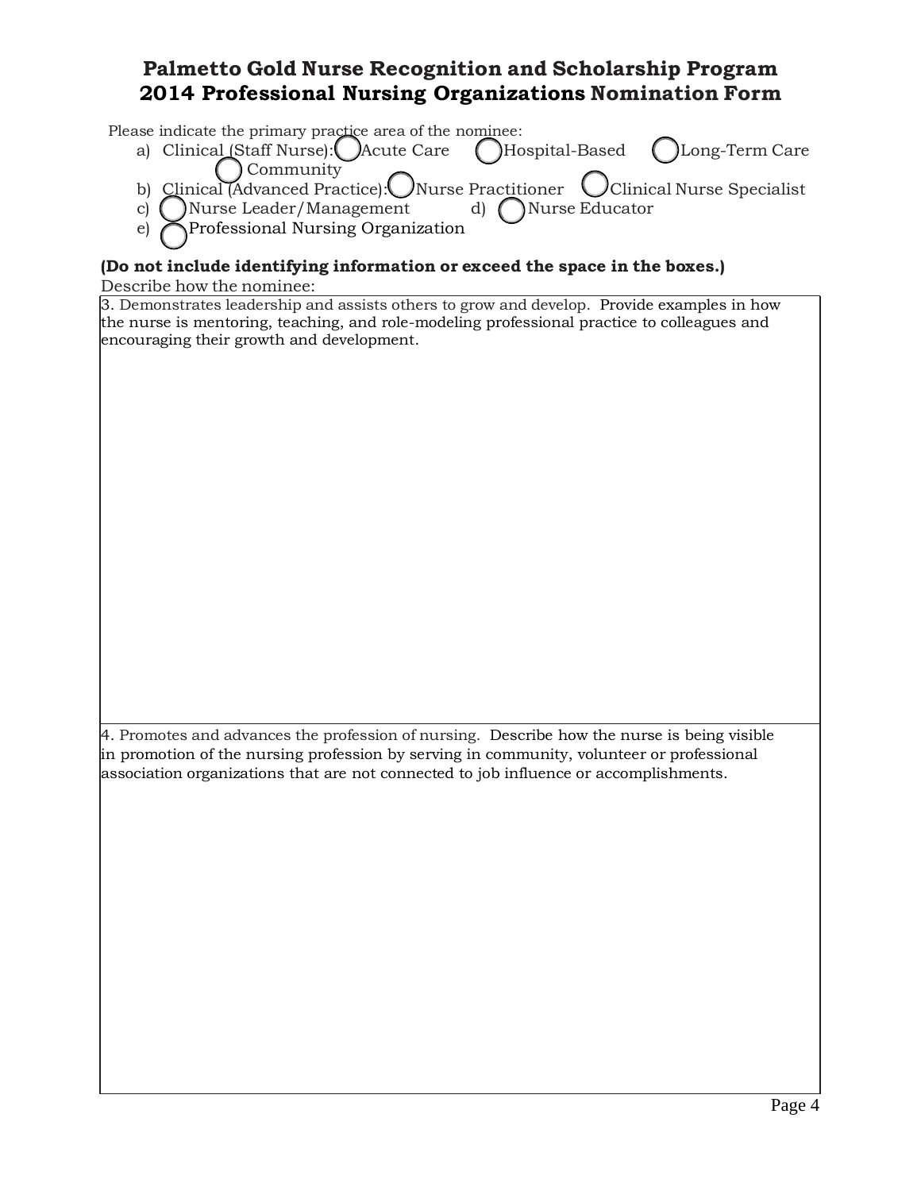# Palmetto Gold Nurse Recognition and Scholarship Program
## 2014 Professional Nursing Organizations Nomination Form

Please indicate the primary practice area of the nominee:

a) Clinical (Staff Nurse): ◯ Acute Care ◯ Hospital-Based ◯ Long-Term Care ◯ Community

b) Clinical (Advanced Practice): ◯ Nurse Practitioner ◯ Clinical Nurse Specialist

c) ◯ Nurse Leader/Management d) ◯ Nurse Educator

e) ◯ Professional Nursing Organization

**(Do not include identifying information or exceed the space in the boxes.)**

Describe how the nominee:

3. Demonstrates leadership and assists others to grow and develop. Provide examples in how the nurse is mentoring, teaching, and role-modeling professional practice to colleagues and encouraging their growth and development.

4. Promotes and advances the profession of nursing. Describe how the nurse is being visible in promotion of the nursing profession by serving in community, volunteer or professional association organizations that are not connected to job influence or accomplishments.